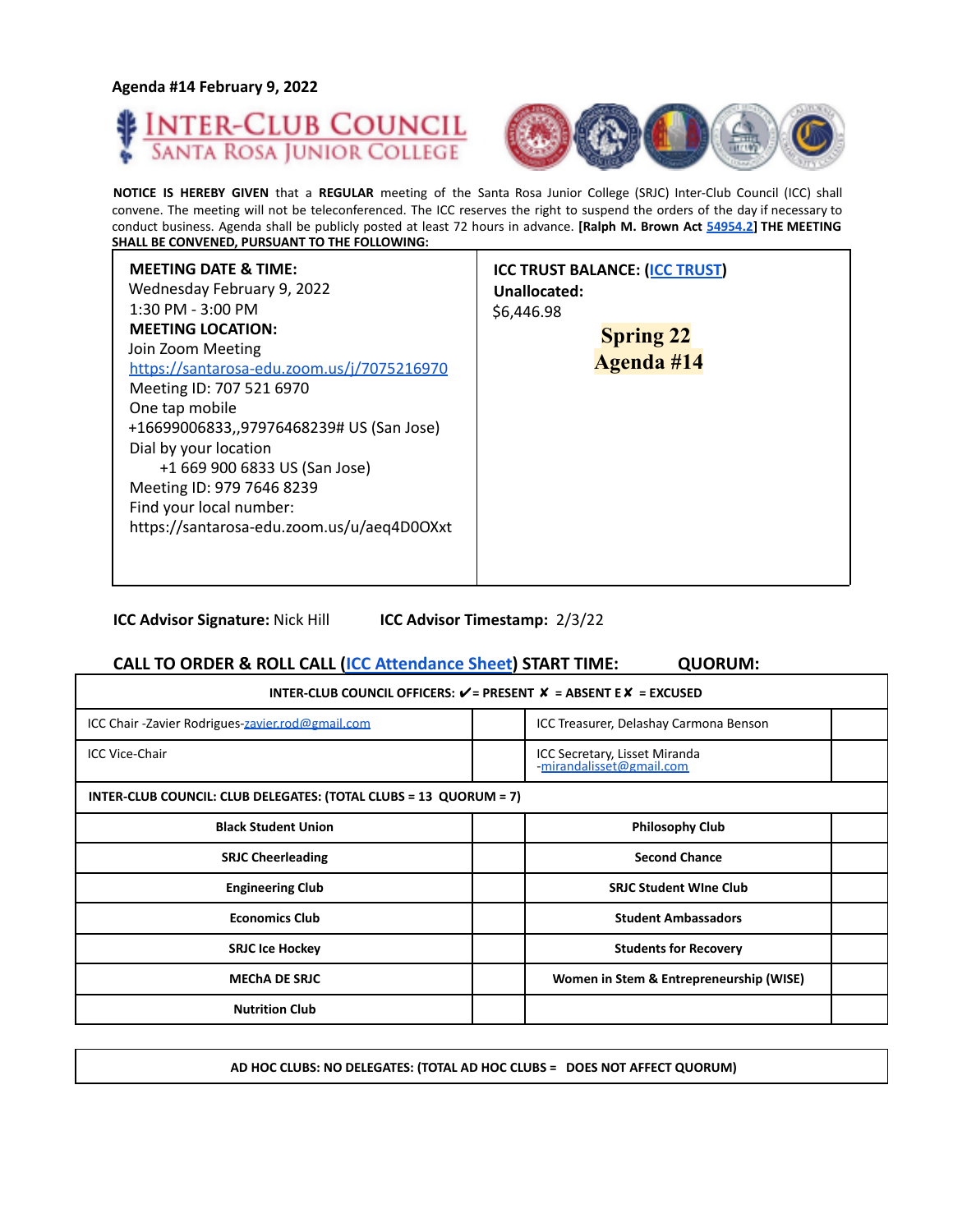**Agenda #14 February 9, 2022**

# INTER-CLUB COUNCIL
## SANTA ROSA JUNIOR COLLEGE

**NOTICE IS HEREBY GIVEN** that a **REGULAR** meeting of the Santa Rosa Junior College (SRJC) Inter-Club Council (ICC) shall convene. The meeting will not be teleconferenced. The ICC reserves the right to suspend the orders of the day if necessary to conduct business. Agenda shall be publicly posted at least 72 hours in advance. **[Ralph M. Brown Act 54954.2] THE MEETING SHALL BE CONVENED, PURSUANT TO THE FOLLOWING:**

| | |
|---|---|
| **MEETING DATE & TIME:**<br>Wednesday February 9, 2022<br>1:30 PM - 3:00 PM<br>**MEETING LOCATION:**<br>Join Zoom Meeting<br>https://santarosa-edu.zoom.us/j/7075216970<br>Meeting ID: 707 521 6970<br>One tap mobile<br>+16699006833,,97976468239# US (San Jose)<br>Dial by your location<br>+1 669 900 6833 US (San Jose)<br>Meeting ID: 979 7646 8239<br>Find your local number:<br>https://santarosa-edu.zoom.us/u/aeq4D0OXxt | **ICC TRUST BALANCE: (ICC TRUST)**<br>**Unallocated:**<br>$6,446.98<br><br>**Spring 22**<br>**Agenda #14** |

**ICC Advisor Signature:** Nick Hill **ICC Advisor Timestamp:** 2/3/22

**CALL TO ORDER & ROLL CALL (ICC Attendance Sheet) START TIME: QUORUM:**

| **INTER-CLUB COUNCIL OFFICERS: ✔ = PRESENT ✘ = ABSENT E✘ = EXCUSED** | | | |
|---|---|---|---|
| ICC Chair -Zavier Rodrigues-zavier.rod@gmail.com | | ICC Treasurer, Delashay Carmona Benson | |
| ICC Vice-Chair | | ICC Secretary, Lisset Miranda -mirandalisset@gmail.com | |
| **INTER-CLUB COUNCIL: CLUB DELEGATES: (TOTAL CLUBS = 13 QUORUM = 7)** | | | |
| **Black Student Union** | | **Philosophy Club** | |
| **SRJC Cheerleading** | | **Second Chance** | |
| **Engineering Club** | | **SRJC Student WIne Club** | |
| **Economics Club** | | **Student Ambassadors** | |
| **SRJC Ice Hockey** | | **Students for Recovery** | |
| **MEChA DE SRJC** | | **Women in Stem & Entrepreneurship (WISE)** | |
| **Nutrition Club** | | | |

| **AD HOC CLUBS: NO DELEGATES: (TOTAL AD HOC CLUBS = DOES NOT AFFECT QUORUM)** |
|---|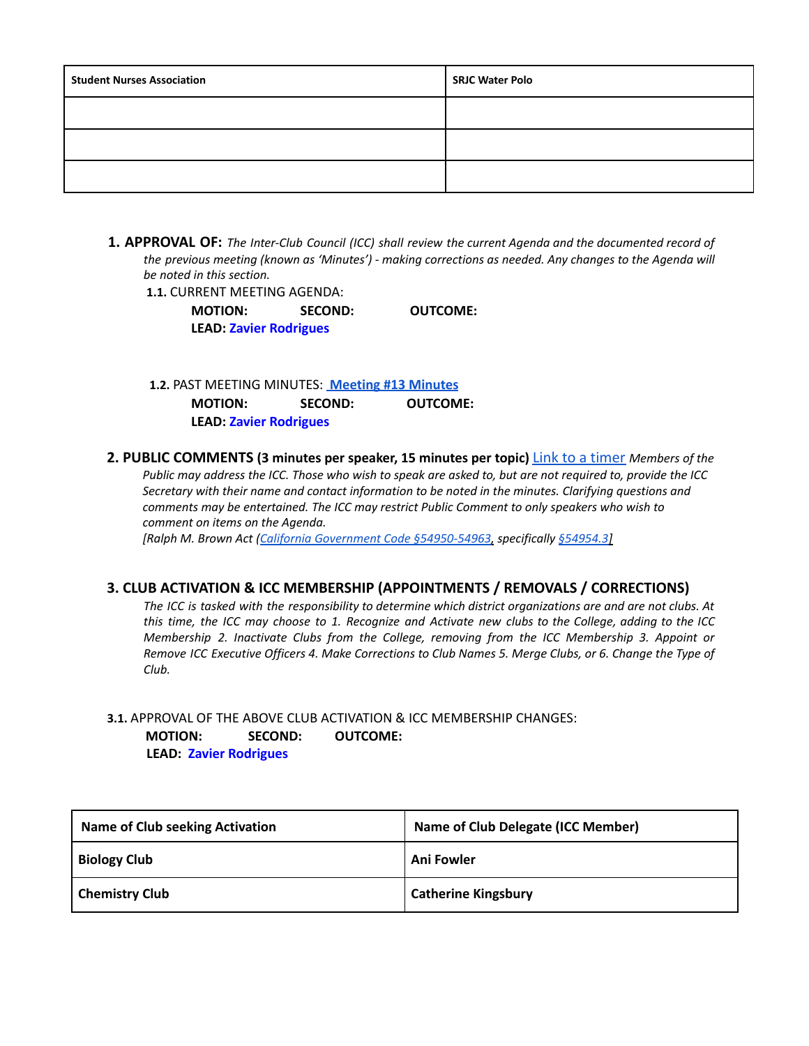| Student Nurses Association | SRJC Water Polo |
|---|---|
| | |
| | |
| | |

1. **APPROVAL OF:** *The Inter-Club Council (ICC) shall review the current Agenda and the documented record of the previous meeting (known as 'Minutes') - making corrections as needed. Any changes to the Agenda will be noted in this section.*

   **1.1.** CURRENT MEETING AGENDA:

   **MOTION:** **SECOND:** **OUTCOME:**
   **LEAD:** **Zavier Rodrigues**

   **1.2.** PAST MEETING MINUTES: **Meeting #13 Minutes**

   **MOTION:** **SECOND:** **OUTCOME:**
   **LEAD:** **Zavier Rodrigues**

2. **PUBLIC COMMENTS (3 minutes per speaker, 15 minutes per topic)** Link to a timer *Members of the Public may address the ICC. Those who wish to speak are asked to, but are not required to, provide the ICC Secretary with their name and contact information to be noted in the minutes. Clarifying questions and comments may be entertained. The ICC may restrict Public Comment to only speakers who wish to comment on items on the Agenda.*
   *[Ralph M. Brown Act (California Government Code §54950-54963, specifically §54954.3]*

3. **CLUB ACTIVATION & ICC MEMBERSHIP (APPOINTMENTS / REMOVALS / CORRECTIONS)**
   *The ICC is tasked with the responsibility to determine which district organizations are and are not clubs. At this time, the ICC may choose to 1. Recognize and Activate new clubs to the College, adding to the ICC Membership 2. Inactivate Clubs from the College, removing from the ICC Membership 3. Appoint or Remove ICC Executive Officers 4. Make Corrections to Club Names 5. Merge Clubs, or 6. Change the Type of Club.*

   **3.1.** APPROVAL OF THE ABOVE CLUB ACTIVATION & ICC MEMBERSHIP CHANGES:

   **MOTION:** **SECOND:** **OUTCOME:**
   **LEAD:** **Zavier Rodrigues**

| Name of Club seeking Activation | Name of Club Delegate (ICC Member) |
|---|---|
| **Biology Club** | **Ani Fowler** |
| **Chemistry Club** | **Catherine Kingsbury** |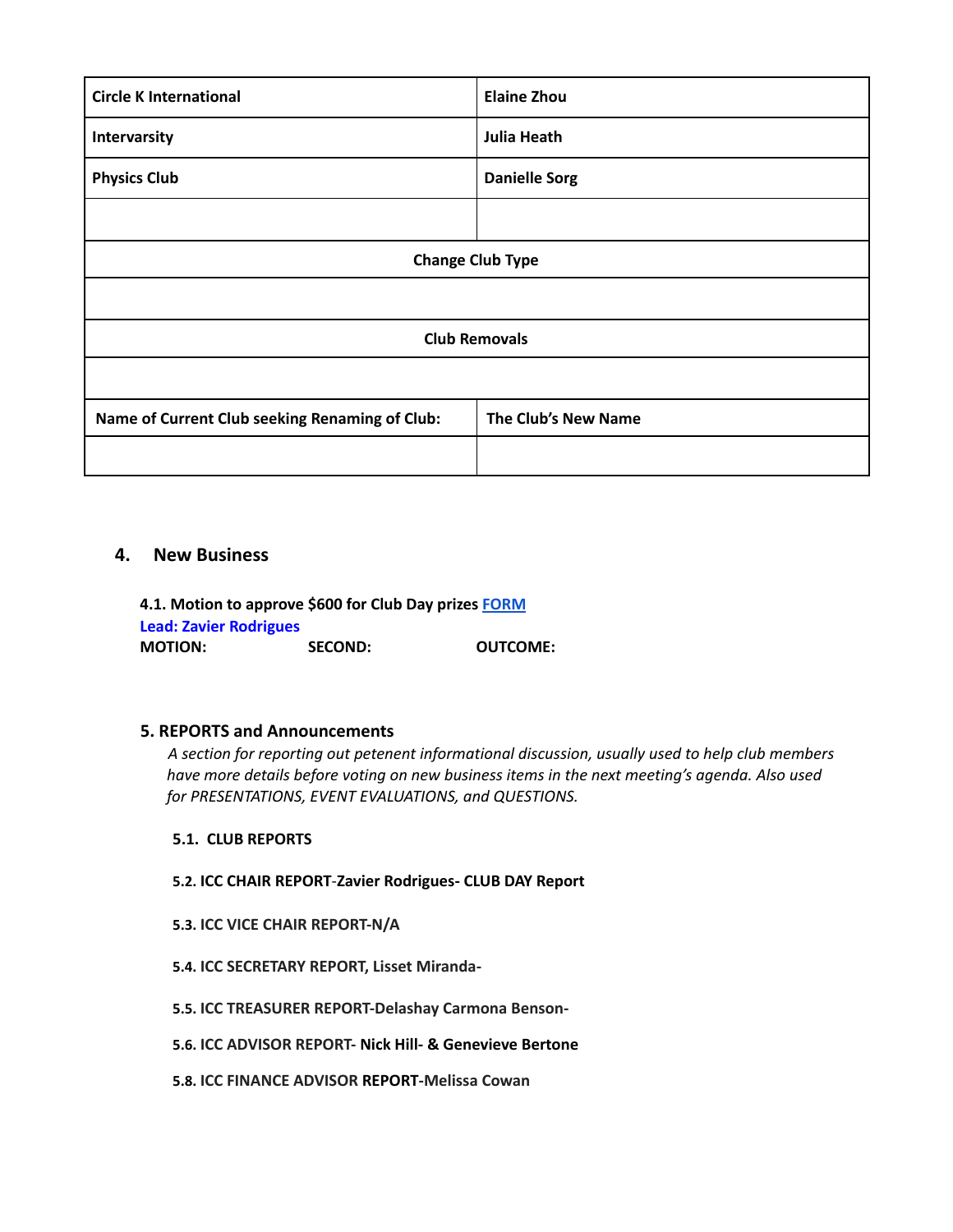| Circle K International | Elaine Zhou |
| --- | --- |
| Intervarsity | Julia Heath |
| Physics Club | Danielle Sorg |
| | |
| **Change Club Type** | |
| | |
| **Club Removals** | |
| | |
| **Name of Current Club seeking Renaming of Club:** | **The Club's New Name** |
| | |

## 4. New Business

**4.1. Motion to approve $600 for Club Day prizes [FORM]**
**Lead: Zavier Rodrigues**
**MOTION:** **SECOND:** **OUTCOME:**

### 5. REPORTS and Announcements

*A section for reporting out petenent informational discussion, usually used to help club members have more details before voting on new business items in the next meeting's agenda. Also used for PRESENTATIONS, EVENT EVALUATIONS, and QUESTIONS.*

**5.1. CLUB REPORTS**

**5.2. ICC CHAIR REPORT-Zavier Rodrigues- CLUB DAY Report**

**5.3. ICC VICE CHAIR REPORT-N/A**

**5.4. ICC SECRETARY REPORT, Lisset Miranda-**

**5.5. ICC TREASURER REPORT-Delashay Carmona Benson-**

**5.6. ICC ADVISOR REPORT- Nick Hill- & Genevieve Bertone**

**5.8. ICC FINANCE ADVISOR REPORT-Melissa Cowan**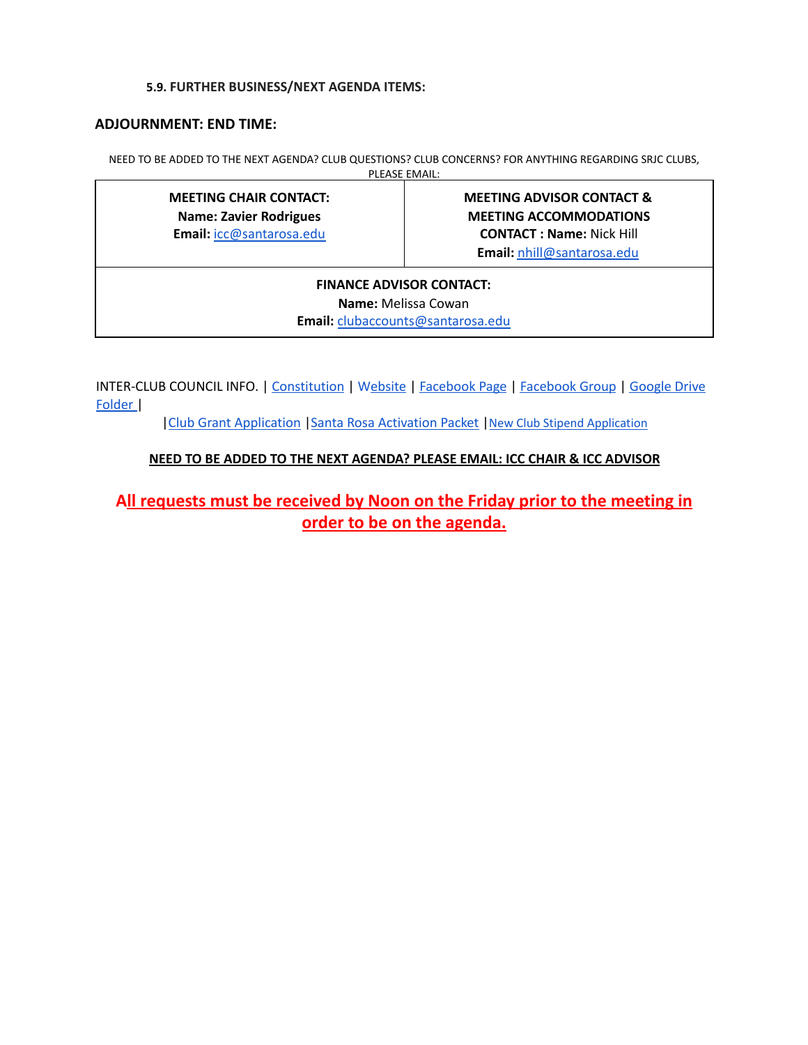**5.9. FURTHER BUSINESS/NEXT AGENDA ITEMS:**

## ADJOURNMENT: END TIME:

NEED TO BE ADDED TO THE NEXT AGENDA? CLUB QUESTIONS? CLUB CONCERNS? FOR ANYTHING REGARDING SRJC CLUBS, PLEASE EMAIL:

| | |
|---|---|
| **MEETING CHAIR CONTACT:**<br>**Name: Zavier Rodrigues**<br>**Email:** icc@santarosa.edu | **MEETING ADVISOR CONTACT & MEETING ACCOMMODATIONS CONTACT : Name:** Nick Hill<br>**Email:** nhill@santarosa.edu |
| **FINANCE ADVISOR CONTACT:**<br>**Name:** Melissa Cowan<br>**Email:** clubaccounts@santarosa.edu | |

INTER-CLUB COUNCIL INFO. | Constitution | Website | Facebook Page | Facebook Group | Google Drive Folder |

|Club Grant Application |Santa Rosa Activation Packet |New Club Stipend Application

**NEED TO BE ADDED TO THE NEXT AGENDA? PLEASE EMAIL: ICC CHAIR & ICC ADVISOR**

**All requests must be received by Noon on the Friday prior to the meeting in order to be on the agenda.**